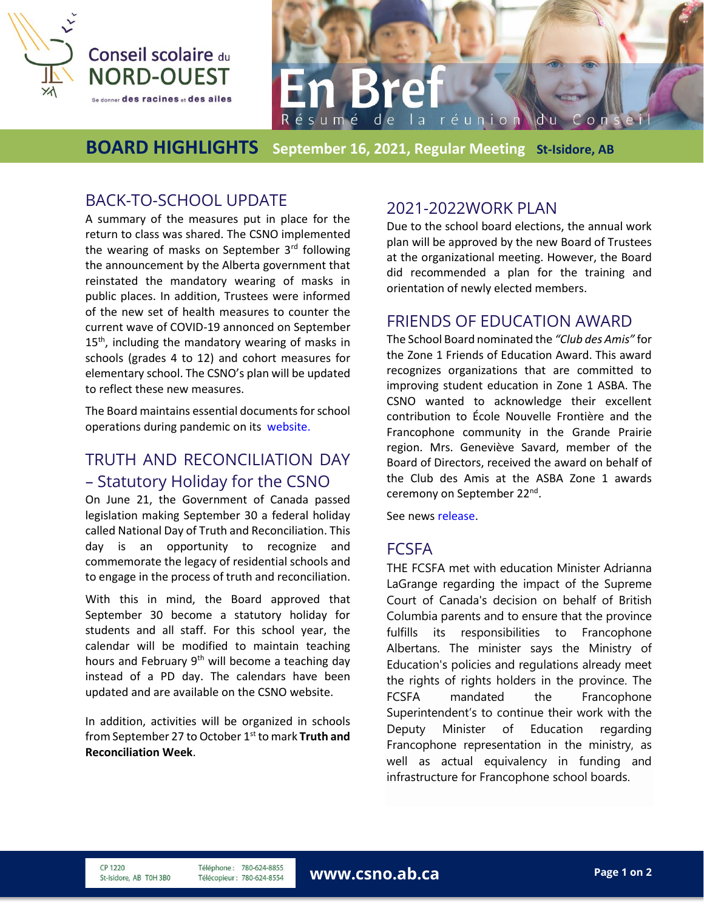Conseil scolaire du NORD-OUEST

Se donner des racines et des ailes

# En Bref

Résumé de la réunion du Conseil

## BOARD HIGHLIGHTS September 16, 2021, Regular Meeting St-Isidore, AB

## BACK-TO-SCHOOL UPDATE

A summary of the measures put in place for the return to class was shared. The CSNO implemented the wearing of masks on September 3rd following the announcement by the Alberta government that reinstated the mandatory wearing of masks in public places. In addition, Trustees were informed of the new set of health measures to counter the current wave of COVID-19 annonced on September 15th, including the mandatory wearing of masks in schools (grades 4 to 12) and cohort measures for elementary school. The CSNO's plan will be updated to reflect these new measures.

The Board maintains essential documents for school operations during pandemic on its website.

## TRUTH AND RECONCILIATION DAY – Statutory Holiday for the CSNO

On June 21, the Government of Canada passed legislation making September 30 a federal holiday called National Day of Truth and Reconciliation. This day is an opportunity to recognize and commemorate the legacy of residential schools and to engage in the process of truth and reconciliation.

With this in mind, the Board approved that September 30 become a statutory holiday for students and all staff. For this school year, the calendar will be modified to maintain teaching hours and February 9th will become a teaching day instead of a PD day. The calendars have been updated and are available on the CSNO website.

In addition, activities will be organized in schools from September 27 to October 1st to mark **Truth and Reconciliation Week**.

## 2021-2022WORK PLAN

Due to the school board elections, the annual work plan will be approved by the new Board of Trustees at the organizational meeting. However, the Board did recommended a plan for the training and orientation of newly elected members.

## FRIENDS OF EDUCATION AWARD

The School Board nominated the *"Club des Amis"* for the Zone 1 Friends of Education Award. This award recognizes organizations that are committed to improving student education in Zone 1 ASBA. The CSNO wanted to acknowledge their excellent contribution to École Nouvelle Frontière and the Francophone community in the Grande Prairie region. Mrs. Geneviève Savard, member of the Board of Directors, received the award on behalf of the Club des Amis at the ASBA Zone 1 awards ceremony on September 22nd.

See news release.

## FCSFA

THE FCSFA met with education Minister Adrianna LaGrange regarding the impact of the Supreme Court of Canada's decision on behalf of British Columbia parents and to ensure that the province fulfills its responsibilities to Francophone Albertans. The minister says the Ministry of Education's policies and regulations already meet the rights of rights holders in the province. The FCSFA mandated the Francophone Superintendent's to continue their work with the Deputy Minister of Education regarding Francophone representation in the ministry, as well as actual equivalency in funding and infrastructure for Francophone school boards.

CP 1220
St-Isidore, AB T0H 3B0

Téléphone : 780-624-8855
Télécopieur : 780-624-8554

www.csno.ab.ca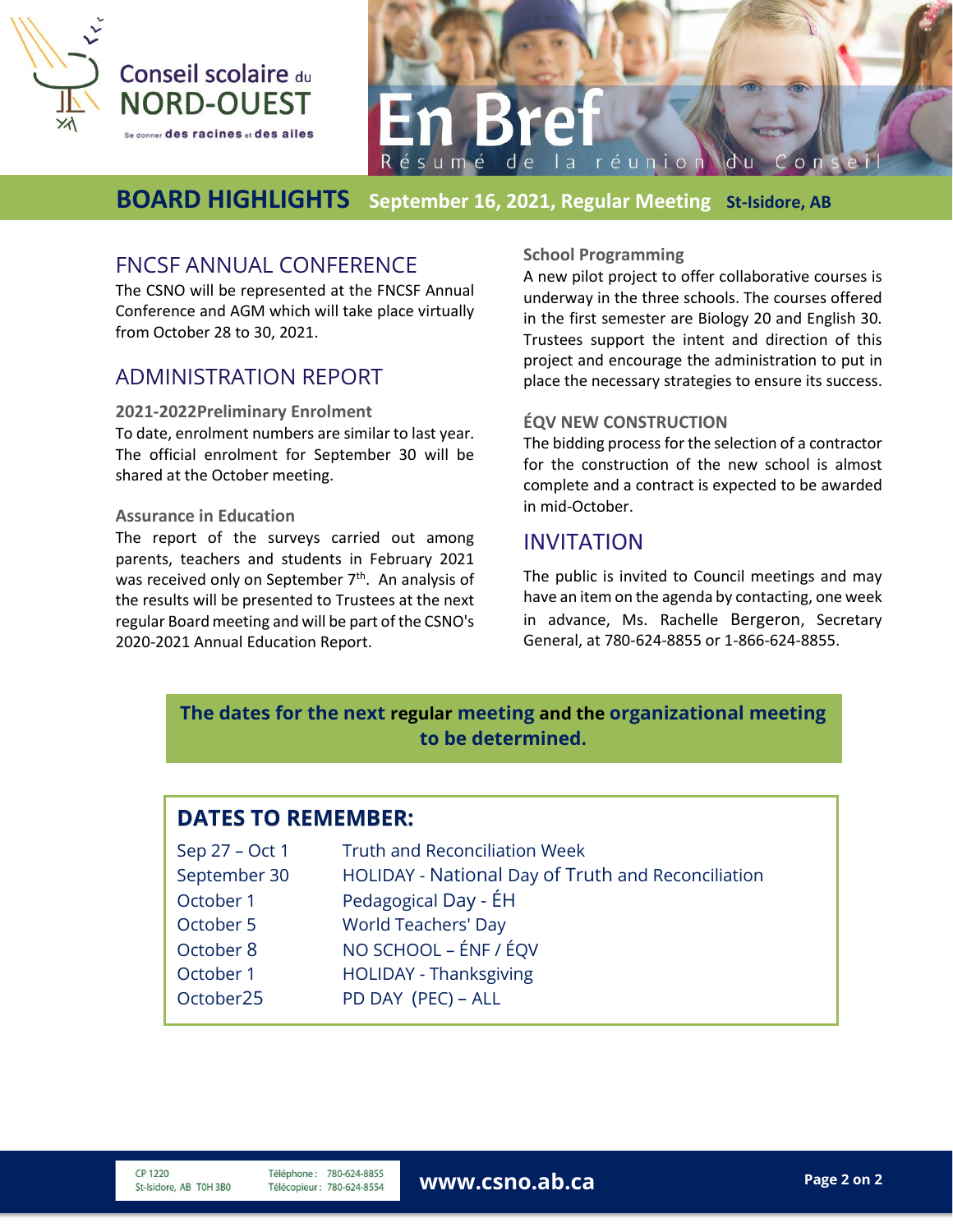Conseil scolaire du NORD-OUEST

Se donner des racines et des ailes

# En Bref

Résumé de la réunion du Conseil

## BOARD HIGHLIGHTS September 16, 2021, Regular Meeting St-Isidore, AB

## FNCSF ANNUAL CONFERENCE

The CSNO will be represented at the FNCSF Annual Conference and AGM which will take place virtually from October 28 to 30, 2021.

## ADMINISTRATION REPORT

### 2021-2022Preliminary Enrolment

To date, enrolment numbers are similar to last year. The official enrolment for September 30 will be shared at the October meeting.

### Assurance in Education

The report of the surveys carried out among parents, teachers and students in February 2021 was received only on September 7th. An analysis of the results will be presented to Trustees at the next regular Board meeting and will be part of the CSNO's 2020-2021 Annual Education Report.

### School Programming

A new pilot project to offer collaborative courses is underway in the three schools. The courses offered in the first semester are Biology 20 and English 30. Trustees support the intent and direction of this project and encourage the administration to put in place the necessary strategies to ensure its success.

### ÉQV NEW CONSTRUCTION

The bidding process for the selection of a contractor for the construction of the new school is almost complete and a contract is expected to be awarded in mid-October.

## INVITATION

The public is invited to Council meetings and may have an item on the agenda by contacting, one week in advance, Ms. Rachelle Bergeron, Secretary General, at 780-624-8855 or 1-866-624-8855.

**The dates for the next regular meeting and the organizational meeting to be determined.**

## DATES TO REMEMBER:

| | |
|---|---|
| Sep 27 – Oct 1 | Truth and Reconciliation Week |
| September 30 | HOLIDAY - National Day of Truth and Reconciliation |
| October 1 | Pedagogical Day - ÉH |
| October 5 | World Teachers' Day |
| October 8 | NO SCHOOL – ÉNF / ÉQV |
| October 1 | HOLIDAY - Thanksgiving |
| October25 | PD DAY (PEC) – ALL |

CP 1220
St-Isidore, AB T0H 3B0

Téléphone : 780-624-8855
Télécopieur : 780-624-8554

www.csno.ab.ca